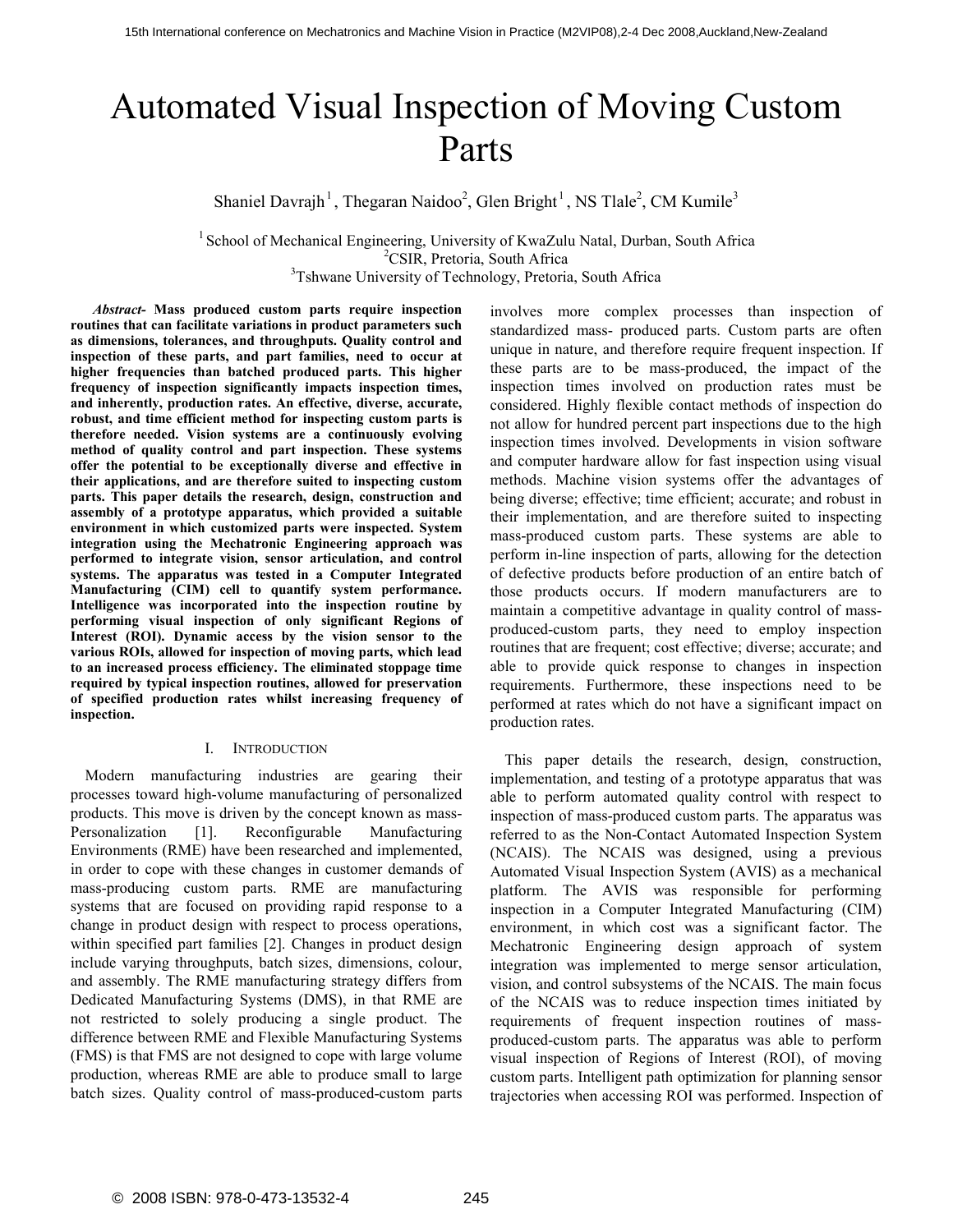# Automated Visual Inspection of Moving Custom Parts

Shaniel Davrajh [1], Thegaran Naidoo [2], Glen Bright [1], NS Tlale [2], CM Kumile [3]

[1] School of Mechanical Engineering, University of KwaZulu Natal, Durban, South Africa
[2] CSIR, Pretoria, South Africa
[3] Tshwane University of Technology, Pretoria, South Africa

***Abstract*- Mass produced custom parts require inspection routines that can facilitate variations in product parameters such as dimensions, tolerances, and throughputs. Quality control and inspection of these parts, and part families, need to occur at higher frequencies than batched produced parts. This higher frequency of inspection significantly impacts inspection times, and inherently, production rates. An effective, diverse, accurate, robust, and time efficient method for inspecting custom parts is therefore needed. Vision systems are a continuously evolving method of quality control and part inspection. These systems offer the potential to be exceptionally diverse and effective in their applications, and are therefore suited to inspecting custom parts. This paper details the research, design, construction and assembly of a prototype apparatus, which provided a suitable environment in which customized parts were inspected. System integration using the Mechatronic Engineering approach was performed to integrate vision, sensor articulation, and control systems. The apparatus was tested in a Computer Integrated Manufacturing (CIM) cell to quantify system performance. Intelligence was incorporated into the inspection routine by performing visual inspection of only significant Regions of Interest (ROI). Dynamic access by the vision sensor to the various ROIs, allowed for inspection of moving parts, which lead to an increased process efficiency. The eliminated stoppage time required by typical inspection routines, allowed for preservation of specified production rates whilst increasing frequency of inspection.**

## I. Introduction

Modern manufacturing industries are gearing their processes toward high-volume manufacturing of personalized products. This move is driven by the concept known as mass-Personalization [1]. Reconfigurable Manufacturing Environments (RME) have been researched and implemented, in order to cope with these changes in customer demands of mass-producing custom parts. RME are manufacturing systems that are focused on providing rapid response to a change in product design with respect to process operations, within specified part families [2]. Changes in product design include varying throughputs, batch sizes, dimensions, colour, and assembly. The RME manufacturing strategy differs from Dedicated Manufacturing Systems (DMS), in that RME are not restricted to solely producing a single product. The difference between RME and Flexible Manufacturing Systems (FMS) is that FMS are not designed to cope with large volume production, whereas RME are able to produce small to large batch sizes. Quality control of mass-produced-custom parts involves more complex processes than inspection of standardized mass- produced parts. Custom parts are often unique in nature, and therefore require frequent inspection. If these parts are to be mass-produced, the impact of the inspection times involved on production rates must be considered. Highly flexible contact methods of inspection do not allow for hundred percent part inspections due to the high inspection times involved. Developments in vision software and computer hardware allow for fast inspection using visual methods. Machine vision systems offer the advantages of being diverse; effective; time efficient; accurate; and robust in their implementation, and are therefore suited to inspecting mass-produced custom parts. These systems are able to perform in-line inspection of parts, allowing for the detection of defective products before production of an entire batch of those products occurs. If modern manufacturers are to maintain a competitive advantage in quality control of mass-produced-custom parts, they need to employ inspection routines that are frequent; cost effective; diverse; accurate; and able to provide quick response to changes in inspection requirements. Furthermore, these inspections need to be performed at rates which do not have a significant impact on production rates.

This paper details the research, design, construction, implementation, and testing of a prototype apparatus that was able to perform automated quality control with respect to inspection of mass-produced custom parts. The apparatus was referred to as the Non-Contact Automated Inspection System (NCAIS). The NCAIS was designed, using a previous Automated Visual Inspection System (AVIS) as a mechanical platform. The AVIS was responsible for performing inspection in a Computer Integrated Manufacturing (CIM) environment, in which cost was a significant factor. The Mechatronic Engineering design approach of system integration was implemented to merge sensor articulation, vision, and control subsystems of the NCAIS. The main focus of the NCAIS was to reduce inspection times initiated by requirements of frequent inspection routines of mass-produced-custom parts. The apparatus was able to perform visual inspection of Regions of Interest (ROI), of moving custom parts. Intelligent path optimization for planning sensor trajectories when accessing ROI was performed. Inspection of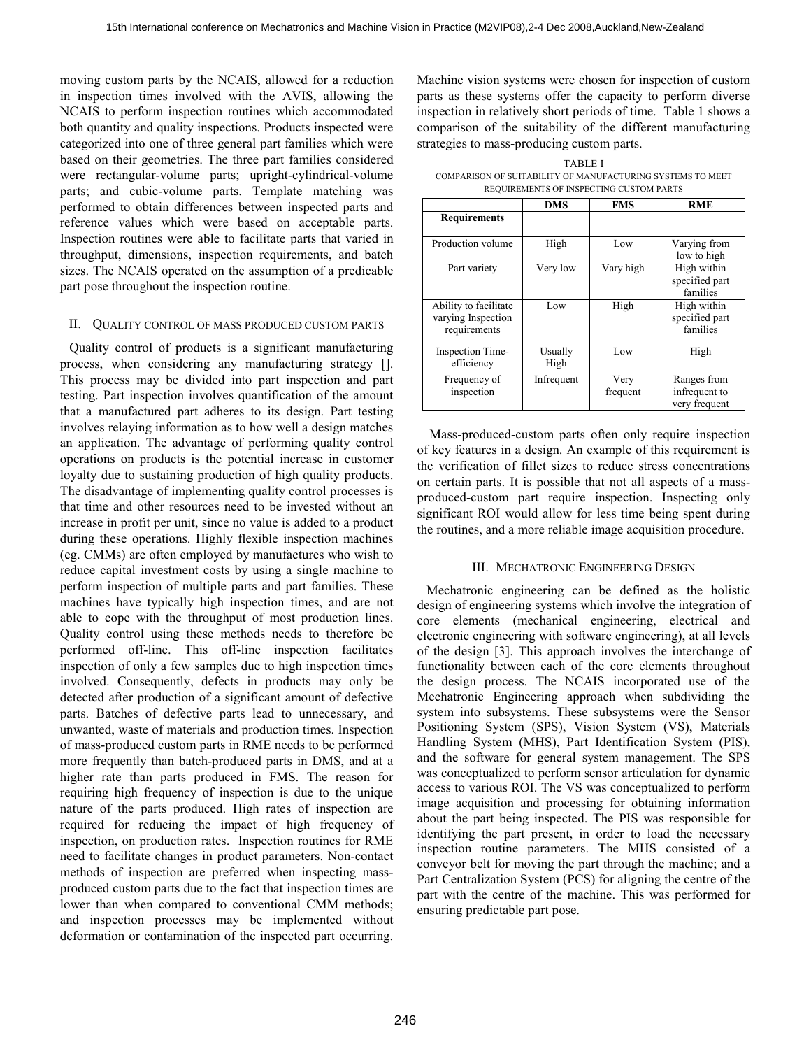moving custom parts by the NCAIS, allowed for a reduction in inspection times involved with the AVIS, allowing the NCAIS to perform inspection routines which accommodated both quantity and quality inspections. Products inspected were categorized into one of three general part families which were based on their geometries. The three part families considered were rectangular-volume parts; upright-cylindrical-volume parts; and cubic-volume parts. Template matching was performed to obtain differences between inspected parts and reference values which were based on acceptable parts. Inspection routines were able to facilitate parts that varied in throughput, dimensions, inspection requirements, and batch sizes. The NCAIS operated on the assumption of a predicable part pose throughout the inspection routine.

## II. Quality Control of Mass Produced Custom Parts

Quality control of products is a significant manufacturing process, when considering any manufacturing strategy []. This process may be divided into part inspection and part testing. Part inspection involves quantification of the amount that a manufactured part adheres to its design. Part testing involves relaying information as to how well a design matches an application. The advantage of performing quality control operations on products is the potential increase in customer loyalty due to sustaining production of high quality products. The disadvantage of implementing quality control processes is that time and other resources need to be invested without an increase in profit per unit, since no value is added to a product during these operations. Highly flexible inspection machines (eg. CMMs) are often employed by manufactures who wish to reduce capital investment costs by using a single machine to perform inspection of multiple parts and part families. These machines have typically high inspection times, and are not able to cope with the throughput of most production lines. Quality control using these methods needs to therefore be performed off-line. This off-line inspection facilitates inspection of only a few samples due to high inspection times involved. Consequently, defects in products may only be detected after production of a significant amount of defective parts. Batches of defective parts lead to unnecessary, and unwanted, waste of materials and production times. Inspection of mass-produced custom parts in RME needs to be performed more frequently than batch-produced parts in DMS, and at a higher rate than parts produced in FMS. The reason for requiring high frequency of inspection is due to the unique nature of the parts produced. High rates of inspection are required for reducing the impact of high frequency of inspection, on production rates. Inspection routines for RME need to facilitate changes in product parameters. Non-contact methods of inspection are preferred when inspecting mass-produced custom parts due to the fact that inspection times are lower than when compared to conventional CMM methods; and inspection processes may be implemented without deformation or contamination of the inspected part occurring. Machine vision systems were chosen for inspection of custom parts as these systems offer the capacity to perform diverse inspection in relatively short periods of time. Table 1 shows a comparison of the suitability of the different manufacturing strategies to mass-producing custom parts.

TABLE I
COMPARISON OF SUITABILITY OF MANUFACTURING SYSTEMS TO MEET REQUIREMENTS OF INSPECTING CUSTOM PARTS

| | DMS | FMS | RME |
|---|---|---|---|
| **Requirements** | | | |
| Production volume | High | Low | Varying from low to high |
| Part variety | Very low | Vary high | High within specified part families |
| Ability to facilitate varying Inspection requirements | Low | High | High within specified part families |
| Inspection Time-efficiency | Usually High | Low | High |
| Frequency of inspection | Infrequent | Very frequent | Ranges from infrequent to very frequent |

Mass-produced-custom parts often only require inspection of key features in a design. An example of this requirement is the verification of fillet sizes to reduce stress concentrations on certain parts. It is possible that not all aspects of a mass-produced-custom part require inspection. Inspecting only significant ROI would allow for less time being spent during the routines, and a more reliable image acquisition procedure.

## III. Mechatronic Engineering Design

Mechatronic engineering can be defined as the holistic design of engineering systems which involve the integration of core elements (mechanical engineering, electrical and electronic engineering with software engineering), at all levels of the design [3]. This approach involves the interchange of functionality between each of the core elements throughout the design process. The NCAIS incorporated use of the Mechatronic Engineering approach when subdividing the system into subsystems. These subsystems were the Sensor Positioning System (SPS), Vision System (VS), Materials Handling System (MHS), Part Identification System (PIS), and the software for general system management. The SPS was conceptualized to perform sensor articulation for dynamic access to various ROI. The VS was conceptualized to perform image acquisition and processing for obtaining information about the part being inspected. The PIS was responsible for identifying the part present, in order to load the necessary inspection routine parameters. The MHS consisted of a conveyor belt for moving the part through the machine; and a Part Centralization System (PCS) for aligning the centre of the part with the centre of the machine. This was performed for ensuring predictable part pose.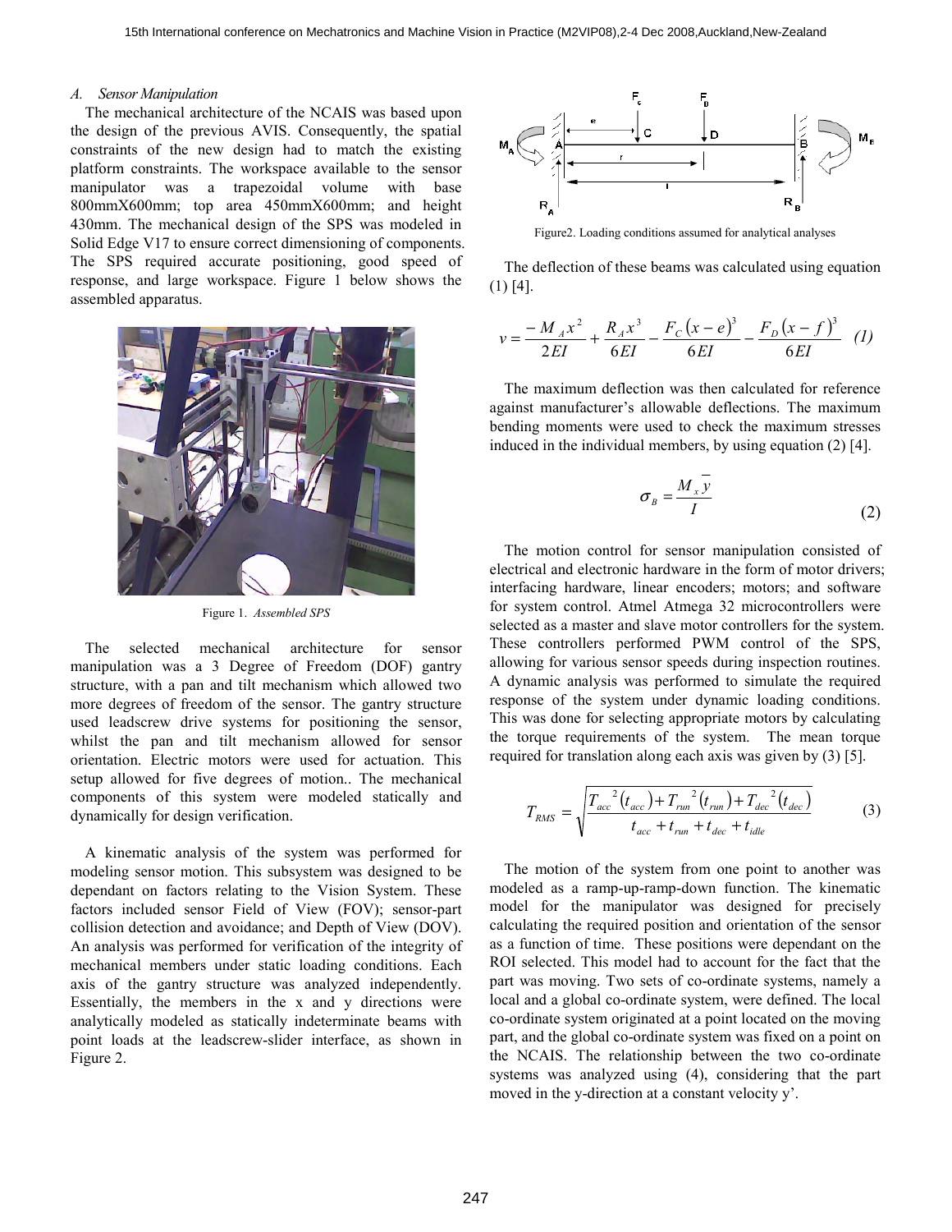### A. *Sensor Manipulation*

The mechanical architecture of the NCAIS was based upon the design of the previous AVIS. Consequently, the spatial constraints of the new design had to match the existing platform constraints. The workspace available to the sensor manipulator was a trapezoidal volume with base 800mmX600mm; top area 450mmX600mm; and height 430mm. The mechanical design of the SPS was modeled in Solid Edge V17 to ensure correct dimensioning of components. The SPS required accurate positioning, good speed of response, and large workspace. Figure 1 below shows the assembled apparatus.

Figure 1. *Assembled SPS*

The selected mechanical architecture for sensor manipulation was a 3 Degree of Freedom (DOF) gantry structure, with a pan and tilt mechanism which allowed two more degrees of freedom of the sensor. The gantry structure used leadscrew drive systems for positioning the sensor, whilst the pan and tilt mechanism allowed for sensor orientation. Electric motors were used for actuation. This setup allowed for five degrees of motion.. The mechanical components of this system were modeled statically and dynamically for design verification.

A kinematic analysis of the system was performed for modeling sensor motion. This subsystem was designed to be dependant on factors relating to the Vision System. These factors included sensor Field of View (FOV); sensor-part collision detection and avoidance; and Depth of View (DOV). An analysis was performed for verification of the integrity of mechanical members under static loading conditions. Each axis of the gantry structure was analyzed independently. Essentially, the members in the x and y directions were analytically modeled as statically indeterminate beams with point loads at the leadscrew-slider interface, as shown in Figure 2.

Figure2. Loading conditions assumed for analytical analyses

The deflection of these beams was calculated using equation (1) [4].

$$v = \frac{-M_A x^2}{2EI} + \frac{R_A x^3}{6EI} - \frac{F_C (x-e)^3}{6EI} - \frac{F_D (x-f)^3}{6EI} \quad (1)$$

The maximum deflection was then calculated for reference against manufacturer's allowable deflections. The maximum bending moments were used to check the maximum stresses induced in the individual members, by using equation (2) [4].

$$\sigma_B = \frac{M_x \bar{y}}{I} \quad (2)$$

The motion control for sensor manipulation consisted of electrical and electronic hardware in the form of motor drivers; interfacing hardware, linear encoders; motors; and software for system control. Atmel Atmega 32 microcontrollers were selected as a master and slave motor controllers for the system. These controllers performed PWM control of the SPS, allowing for various sensor speeds during inspection routines. A dynamic analysis was performed to simulate the required response of the system under dynamic loading conditions. This was done for selecting appropriate motors by calculating the torque requirements of the system. The mean torque required for translation along each axis was given by (3) [5].

$$T_{RMS} = \sqrt{\frac{T_{acc}{}^2(t_{acc}) + T_{run}{}^2(t_{run}) + T_{dec}{}^2(t_{dec})}{t_{acc} + t_{run} + t_{dec} + t_{idle}}} \quad (3)$$

The motion of the system from one point to another was modeled as a ramp-up-ramp-down function. The kinematic model for the manipulator was designed for precisely calculating the required position and orientation of the sensor as a function of time. These positions were dependant on the ROI selected. This model had to account for the fact that the part was moving. Two sets of co-ordinate systems, namely a local and a global co-ordinate system, were defined. The local co-ordinate system originated at a point located on the moving part, and the global co-ordinate system was fixed on a point on the NCAIS. The relationship between the two co-ordinate systems was analyzed using (4), considering that the part moved in the y-direction at a constant velocity y'.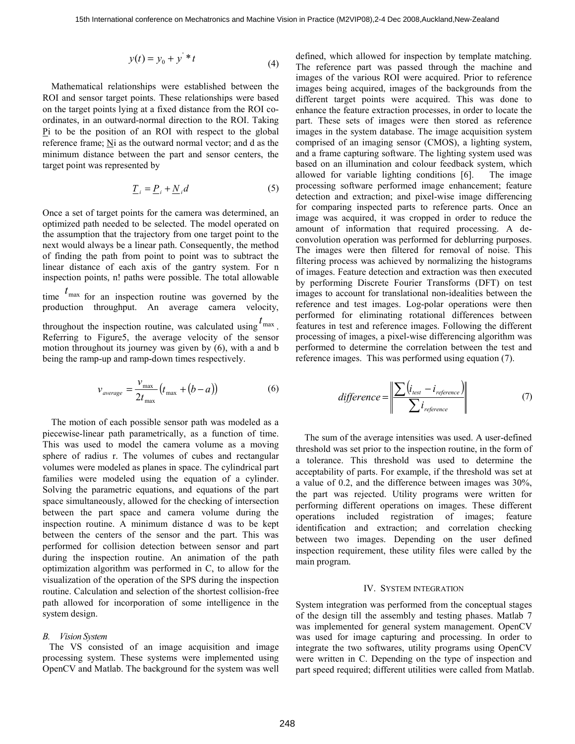$$y(t) = y_0 + y' * t \tag{4}$$

Mathematical relationships were established between the ROI and sensor target points. These relationships were based on the target points lying at a fixed distance from the ROI co-ordinates, in an outward-normal direction to the ROI. Taking $\underline{P}i$ to be the position of an ROI with respect to the global reference frame; $\underline{N}i$ as the outward normal vector; and d as the minimum distance between the part and sensor centers, the target point was represented by

$$\underline{T}_i = \underline{P}_i + \underline{N}_i d \tag{5}$$

Once a set of target points for the camera was determined, an optimized path needed to be selected. The model operated on the assumption that the trajectory from one target point to the next would always be a linear path. Consequently, the method of finding the path from point to point was to subtract the linear distance of each axis of the gantry system. For n inspection points, n! paths were possible. The total allowable time $t_{\max}$ for an inspection routine was governed by the production throughput. An average camera velocity, throughout the inspection routine, was calculated using $t_{\max}$. Referring to Figure5, the average velocity of the sensor motion throughout its journey was given by (6), with a and b being the ramp-up and ramp-down times respectively.

$$v_{average} = \frac{v_{\max}}{2t_{\max}}\left(t_{\max} + (b - a)\right) \tag{6}$$

The motion of each possible sensor path was modeled as a piecewise-linear path parametrically, as a function of time. This was used to model the camera volume as a moving sphere of radius r. The volumes of cubes and rectangular volumes were modeled as planes in space. The cylindrical part families were modeled using the equation of a cylinder. Solving the parametric equations, and equations of the part space simultaneously, allowed for the checking of intersection between the part space and camera volume during the inspection routine. A minimum distance d was to be kept between the centers of the sensor and the part. This was performed for collision detection between sensor and part during the inspection routine. An animation of the path optimization algorithm was performed in C, to allow for the visualization of the operation of the SPS during the inspection routine. Calculation and selection of the shortest collision-free path allowed for incorporation of some intelligence in the system design.

### B. Vision System

The VS consisted of an image acquisition and image processing system. These systems were implemented using OpenCV and Matlab. The background for the system was well defined, which allowed for inspection by template matching. The reference part was passed through the machine and images of the various ROI were acquired. Prior to reference images being acquired, images of the backgrounds from the different target points were acquired. This was done to enhance the feature extraction processes, in order to locate the part. These sets of images were then stored as reference images in the system database. The image acquisition system comprised of an imaging sensor (CMOS), a lighting system, and a frame capturing software. The lighting system used was based on an illumination and colour feedback system, which allowed for variable lighting conditions [6]. The image processing software performed image enhancement; feature detection and extraction; and pixel-wise image differencing for comparing inspected parts to reference parts. Once an image was acquired, it was cropped in order to reduce the amount of information that required processing. A de-convolution operation was performed for deblurring purposes. The images were then filtered for removal of noise. This filtering process was achieved by normalizing the histograms of images. Feature detection and extraction was then executed by performing Discrete Fourier Transforms (DFT) on test images to account for translational non-idealities between the reference and test images. Log-polar operations were then performed for eliminating rotational differences between features in test and reference images. Following the different processing of images, a pixel-wise differencing algorithm was performed to determine the correlation between the test and reference images. This was performed using equation (7).

$$difference = \left\| \frac{\sum \left(i_{test} - i_{reference}\right)}{\sum i_{reference}} \right\| \tag{7}$$

The sum of the average intensities was used. A user-defined threshold was set prior to the inspection routine, in the form of a tolerance. This threshold was used to determine the acceptability of parts. For example, if the threshold was set at a value of 0.2, and the difference between images was 30%, the part was rejected. Utility programs were written for performing different operations on images. These different operations included registration of images; feature identification and extraction; and correlation checking between two images. Depending on the user defined inspection requirement, these utility files were called by the main program.

## IV. System Integration

System integration was performed from the conceptual stages of the design till the assembly and testing phases. Matlab 7 was implemented for general system management. OpenCV was used for image capturing and processing. In order to integrate the two softwares, utility programs using OpenCV were written in C. Depending on the type of inspection and part speed required; different utilities were called from Matlab.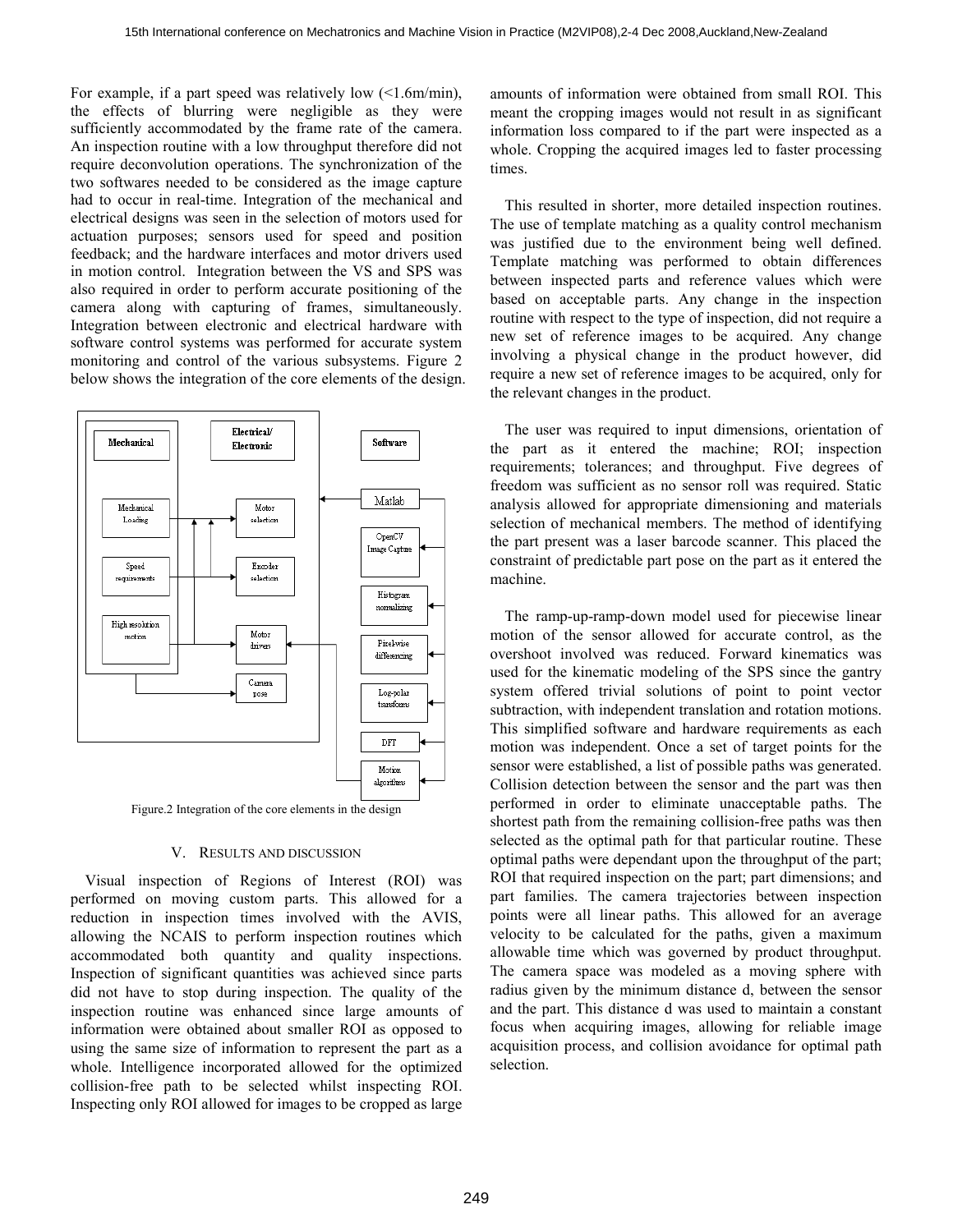For example, if a part speed was relatively low (<1.6m/min), the effects of blurring were negligible as they were sufficiently accommodated by the frame rate of the camera. An inspection routine with a low throughput therefore did not require deconvolution operations. The synchronization of the two softwares needed to be considered as the image capture had to occur in real-time. Integration of the mechanical and electrical designs was seen in the selection of motors used for actuation purposes; sensors used for speed and position feedback; and the hardware interfaces and motor drivers used in motion control. Integration between the VS and SPS was also required in order to perform accurate positioning of the camera along with capturing of frames, simultaneously. Integration between electronic and electrical hardware with software control systems was performed for accurate system monitoring and control of the various subsystems. Figure 2 below shows the integration of the core elements of the design.

Mechanical
Electrical/ Electronic
Software
Mechanical Loading
Motor selection
Matlab
OpenCV Image Capture
Speed requirements
Encoder selection
Histogram normalizing
High resolution motion
Motor drivers
Pixelwise differencing
Camera pose
Log-polar transform
DFT
Motion algorithms

Figure.2 Integration of the core elements in the design

## V. Results and Discussion

Visual inspection of Regions of Interest (ROI) was performed on moving custom parts. This allowed for a reduction in inspection times involved with the AVIS, allowing the NCAIS to perform inspection routines which accommodated both quantity and quality inspections. Inspection of significant quantities was achieved since parts did not have to stop during inspection. The quality of the inspection routine was enhanced since large amounts of information were obtained about smaller ROI as opposed to using the same size of information to represent the part as a whole. Intelligence incorporated allowed for the optimized collision-free path to be selected whilst inspecting ROI. Inspecting only ROI allowed for images to be cropped as large amounts of information were obtained from small ROI. This meant the cropping images would not result in as significant information loss compared to if the part were inspected as a whole. Cropping the acquired images led to faster processing times.

This resulted in shorter, more detailed inspection routines. The use of template matching as a quality control mechanism was justified due to the environment being well defined. Template matching was performed to obtain differences between inspected parts and reference values which were based on acceptable parts. Any change in the inspection routine with respect to the type of inspection, did not require a new set of reference images to be acquired. Any change involving a physical change in the product however, did require a new set of reference images to be acquired, only for the relevant changes in the product.

The user was required to input dimensions, orientation of the part as it entered the machine; ROI; inspection requirements; tolerances; and throughput. Five degrees of freedom was sufficient as no sensor roll was required. Static analysis allowed for appropriate dimensioning and materials selection of mechanical members. The method of identifying the part present was a laser barcode scanner. This placed the constraint of predictable part pose on the part as it entered the machine.

The ramp-up-ramp-down model used for piecewise linear motion of the sensor allowed for accurate control, as the overshoot involved was reduced. Forward kinematics was used for the kinematic modeling of the SPS since the gantry system offered trivial solutions of point to point vector subtraction, with independent translation and rotation motions. This simplified software and hardware requirements as each motion was independent. Once a set of target points for the sensor were established, a list of possible paths was generated. Collision detection between the sensor and the part was then performed in order to eliminate unacceptable paths. The shortest path from the remaining collision-free paths was then selected as the optimal path for that particular routine. These optimal paths were dependant upon the throughput of the part; ROI that required inspection on the part; part dimensions; and part families. The camera trajectories between inspection points were all linear paths. This allowed for an average velocity to be calculated for the paths, given a maximum allowable time which was governed by product throughput. The camera space was modeled as a moving sphere with radius given by the minimum distance d, between the sensor and the part. This distance d was used to maintain a constant focus when acquiring images, allowing for reliable image acquisition process, and collision avoidance for optimal path selection.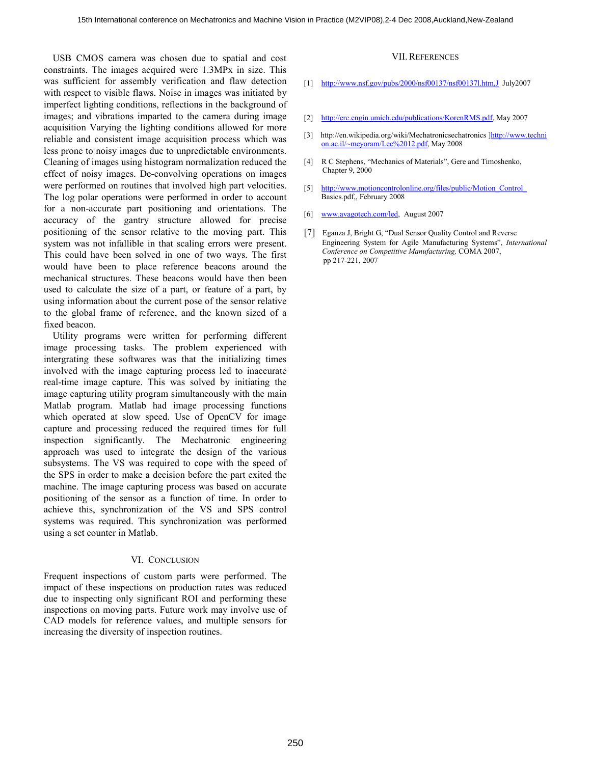USB CMOS camera was chosen due to spatial and cost constraints. The images acquired were 1.3MPx in size. This was sufficient for assembly verification and flaw detection with respect to visible flaws. Noise in images was initiated by imperfect lighting conditions, reflections in the background of images; and vibrations imparted to the camera during image acquisition Varying the lighting conditions allowed for more reliable and consistent image acquisition process which was less prone to noisy images due to unpredictable environments. Cleaning of images using histogram normalization reduced the effect of noisy images. De-convolving operations on images were performed on routines that involved high part velocities. The log polar operations were performed in order to account for a non-accurate part positioning and orientations. The accuracy of the gantry structure allowed for precise positioning of the sensor relative to the moving part. This system was not infallible in that scaling errors were present. This could have been solved in one of two ways. The first would have been to place reference beacons around the mechanical structures. These beacons would have then been used to calculate the size of a part, or feature of a part, by using information about the current pose of the sensor relative to the global frame of reference, and the known sized of a fixed beacon.

Utility programs were written for performing different image processing tasks. The problem experienced with intergrating these softwares was that the initializing times involved with the image capturing process led to inaccurate real-time image capture. This was solved by initiating the image capturing utility program simultaneously with the main Matlab program. Matlab had image processing functions which operated at slow speed. Use of OpenCV for image capture and processing reduced the required times for full inspection significantly. The Mechatronic engineering approach was used to integrate the design of the various subsystems. The VS was required to cope with the speed of the SPS in order to make a decision before the part exited the machine. The image capturing process was based on accurate positioning of the sensor as a function of time. In order to achieve this, synchronization of the VS and SPS control systems was required. This synchronization was performed using a set counter in Matlab.

## VI. Conclusion

Frequent inspections of custom parts were performed. The impact of these inspections on production rates was reduced due to inspecting only significant ROI and performing these inspections on moving parts. Future work may involve use of CAD models for reference values, and multiple sensors for increasing the diversity of inspection routines.

## VII. References

[1] http://www.nsf.gov/pubs/2000/nsf00137/nsf00137l.htm,J July2007

[2] http://erc.engin.umich.edu/publications/KorenRMS.pdf, May 2007

[3] http://en.wikipedia.org/wiki/Mechatronicsechatronics ]http://www.technion.ac.il/~meyoram/Lec%2012.pdf, May 2008

[4] R C Stephens, "Mechanics of Materials", Gere and Timoshenko, Chapter 9, 2000

[5] http://www.motioncontrolonline.org/files/public/Motion_Control_Basics.pdf,, February 2008

[6] www.avagotech.com/led, August 2007

[7] Eganza J, Bright G, "Dual Sensor Quality Control and Reverse Engineering System for Agile Manufacturing Systems", *International Conference on Competitive Manufacturing,* COMA 2007, pp 217-221, 2007